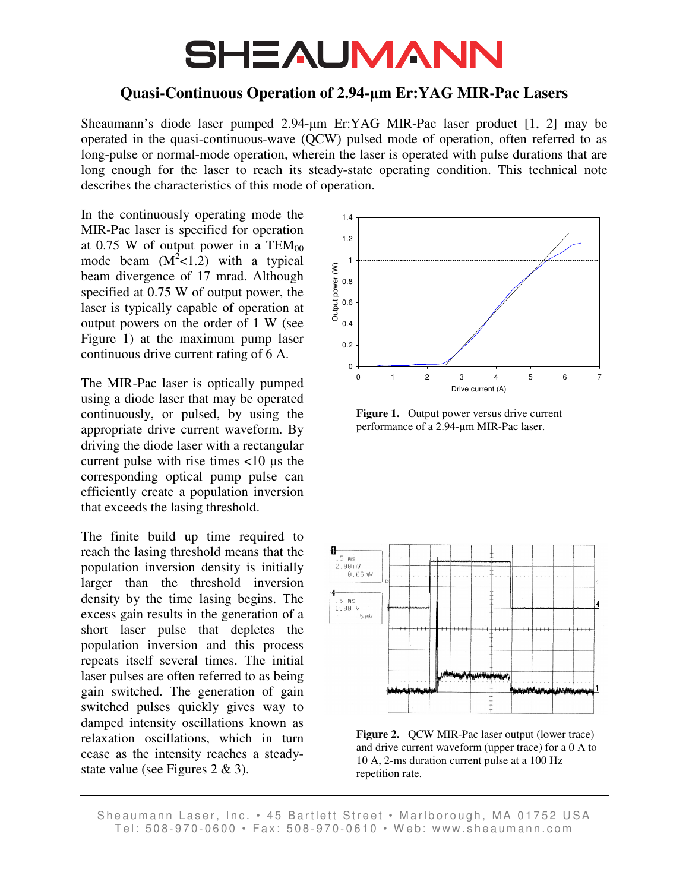# SHEAUMANN

## Quasi-Continuous Operation of 2.94-µm Er:YAG MIR-Pac Lasers

Sheaumann's diode laser pumped 2.94-µm Er:YAG MIR-Pac laser product [1, 2] may be operated in the quasi-continuous-wave (QCW) pulsed mode of operation, often referred to as long-pulse or normal-mode operation, wherein the laser is operated with pulse durations that are long enough for the laser to reach its steady-state operating condition. This technical note describes the characteristics of this mode of operation.

In the continuously operating mode the MIR-Pac laser is specified for operation at 0.75 W of output power in a $TEM_{00}$ mode beam ($M^2$<1.2) with a typical beam divergence of 17 mrad. Although specified at 0.75 W of output power, the laser is typically capable of operation at output powers on the order of 1 W (see Figure 1) at the maximum pump laser continuous drive current rating of 6 A.

**Figure 1.** Output power versus drive current performance of a 2.94-µm MIR-Pac laser.

The MIR-Pac laser is optically pumped using a diode laser that may be operated continuously, or pulsed, by using the appropriate drive current waveform. By driving the diode laser with a rectangular current pulse with rise times <10 µs the corresponding optical pump pulse can efficiently create a population inversion that exceeds the lasing threshold.

The finite build up time required to reach the lasing threshold means that the population inversion density is initially larger than the threshold inversion density by the time lasing begins. The excess gain results in the generation of a short laser pulse that depletes the population inversion and this process repeats itself several times. The initial laser pulses are often referred to as being gain switched. The generation of gain switched pulses quickly gives way to damped intensity oscillations known as relaxation oscillations, which in turn cease as the intensity reaches a steady-state value (see Figures 2 & 3).

**Figure 2.** QCW MIR-Pac laser output (lower trace) and drive current waveform (upper trace) for a 0 A to 10 A, 2-ms duration current pulse at a 100 Hz repetition rate.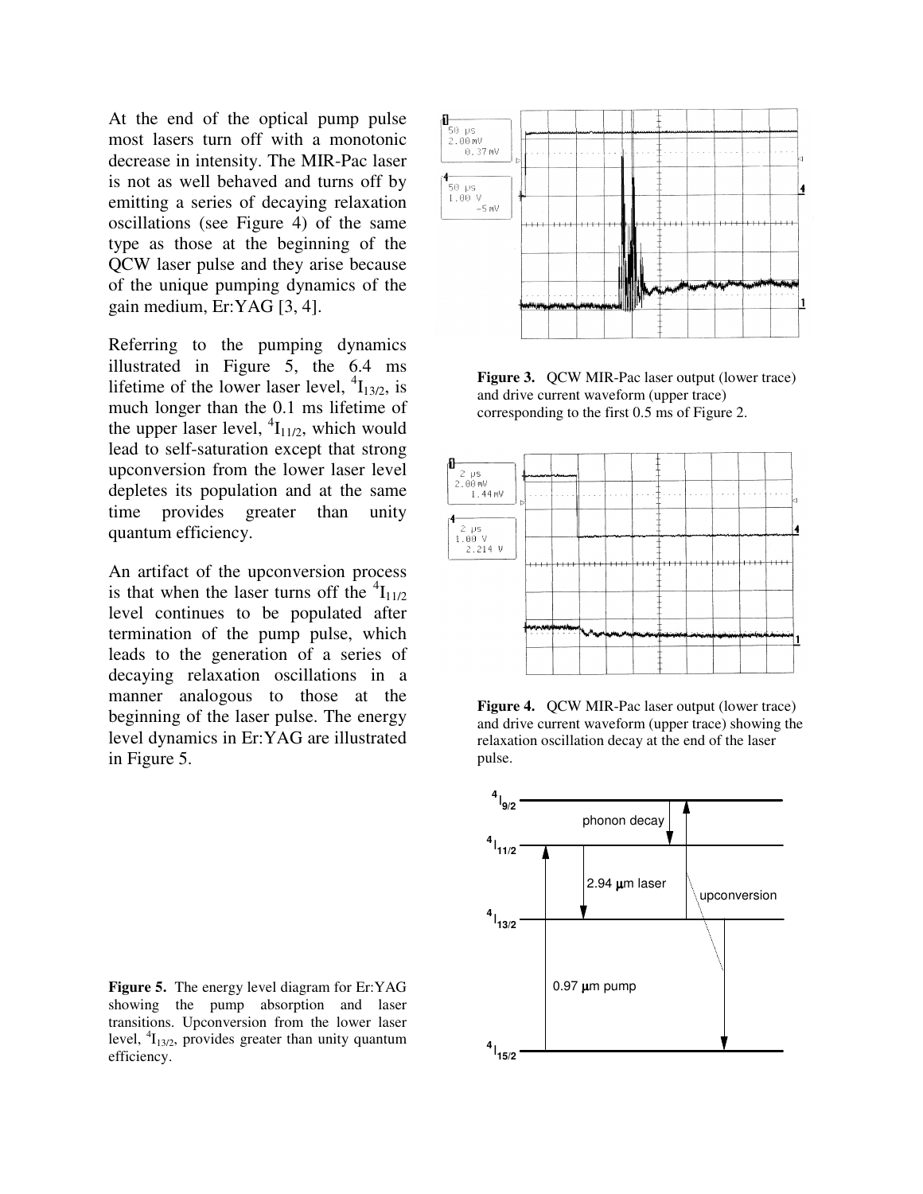At the end of the optical pump pulse most lasers turn off with a monotonic decrease in intensity. The MIR-Pac laser is not as well behaved and turns off by emitting a series of decaying relaxation oscillations (see Figure 4) of the same type as those at the beginning of the QCW laser pulse and they arise because of the unique pumping dynamics of the gain medium, Er:YAG [3, 4].

Referring to the pumping dynamics illustrated in Figure 5, the 6.4 ms lifetime of the lower laser level, $^4I_{13/2}$, is much longer than the 0.1 ms lifetime of the upper laser level, $^4I_{11/2}$, which would lead to self-saturation except that strong upconversion from the lower laser level depletes its population and at the same time provides greater than unity quantum efficiency.

An artifact of the upconversion process is that when the laser turns off the $^4I_{11/2}$ level continues to be populated after termination of the pump pulse, which leads to the generation of a series of decaying relaxation oscillations in a manner analogous to those at the beginning of the laser pulse. The energy level dynamics in Er:YAG are illustrated in Figure 5.

**Figure 3.** QCW MIR-Pac laser output (lower trace) and drive current waveform (upper trace) corresponding to the first 0.5 ms of Figure 2.

**Figure 4.** QCW MIR-Pac laser output (lower trace) and drive current waveform (upper trace) showing the relaxation oscillation decay at the end of the laser pulse.

**Figure 5.** The energy level diagram for Er:YAG showing the pump absorption and laser transitions. Upconversion from the lower laser level, $^4I_{13/2}$, provides greater than unity quantum efficiency.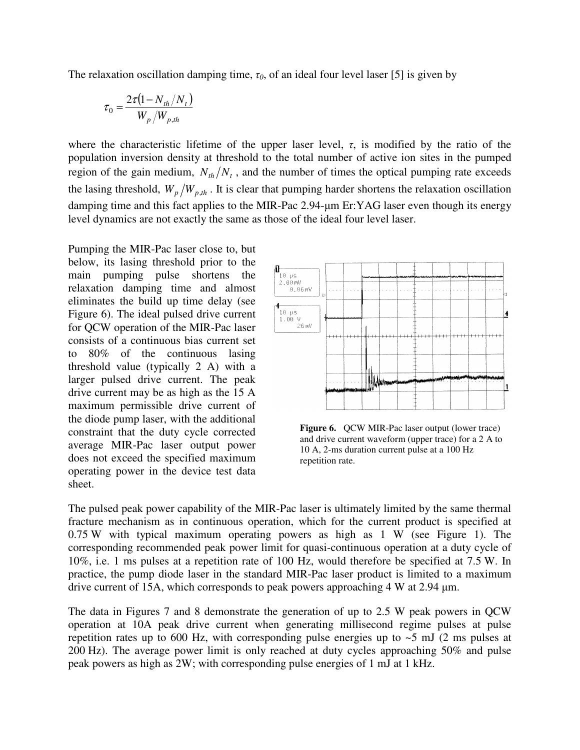The relaxation oscillation damping time, $\tau_0$, of an ideal four level laser [5] is given by

$$\tau_0 = \frac{2\tau(1 - N_{th}/N_t)}{W_p/W_{p,th}}$$

where the characteristic lifetime of the upper laser level, $\tau$, is modified by the ratio of the population inversion density at threshold to the total number of active ion sites in the pumped region of the gain medium, $N_{th}/N_t$, and the number of times the optical pumping rate exceeds the lasing threshold, $W_p/W_{p,th}$. It is clear that pumping harder shortens the relaxation oscillation damping time and this fact applies to the MIR-Pac 2.94-µm Er:YAG laser even though its energy level dynamics are not exactly the same as those of the ideal four level laser.

Pumping the MIR-Pac laser close to, but below, its lasing threshold prior to the main pumping pulse shortens the relaxation damping time and almost eliminates the build up time delay (see Figure 6). The ideal pulsed drive current for QCW operation of the MIR-Pac laser consists of a continuous bias current set to 80% of the continuous lasing threshold value (typically 2 A) with a larger pulsed drive current. The peak drive current may be as high as the 15 A maximum permissible drive current of the diode pump laser, with the additional constraint that the duty cycle corrected average MIR-Pac laser output power does not exceed the specified maximum operating power in the device test data sheet.

**Figure 6.** QCW MIR-Pac laser output (lower trace) and drive current waveform (upper trace) for a 2 A to 10 A, 2-ms duration current pulse at a 100 Hz repetition rate.

The pulsed peak power capability of the MIR-Pac laser is ultimately limited by the same thermal fracture mechanism as in continuous operation, which for the current product is specified at 0.75 W with typical maximum operating powers as high as 1 W (see Figure 1). The corresponding recommended peak power limit for quasi-continuous operation at a duty cycle of 10%, i.e. 1 ms pulses at a repetition rate of 100 Hz, would therefore be specified at 7.5 W. In practice, the pump diode laser in the standard MIR-Pac laser product is limited to a maximum drive current of 15A, which corresponds to peak powers approaching 4 W at 2.94 µm.

The data in Figures 7 and 8 demonstrate the generation of up to 2.5 W peak powers in QCW operation at 10A peak drive current when generating millisecond regime pulses at pulse repetition rates up to 600 Hz, with corresponding pulse energies up to ~5 mJ (2 ms pulses at 200 Hz). The average power limit is only reached at duty cycles approaching 50% and pulse peak powers as high as 2W; with corresponding pulse energies of 1 mJ at 1 kHz.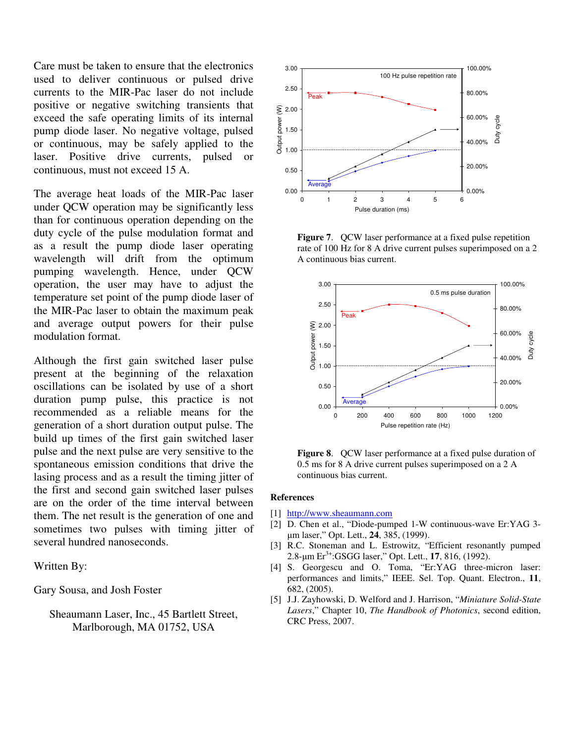Care must be taken to ensure that the electronics used to deliver continuous or pulsed drive currents to the MIR-Pac laser do not include positive or negative switching transients that exceed the safe operating limits of its internal pump diode laser. No negative voltage, pulsed or continuous, may be safely applied to the laser. Positive drive currents, pulsed or continuous, must not exceed 15 A.

The average heat loads of the MIR-Pac laser under QCW operation may be significantly less than for continuous operation depending on the duty cycle of the pulse modulation format and as a result the pump diode laser operating wavelength will drift from the optimum pumping wavelength. Hence, under QCW operation, the user may have to adjust the temperature set point of the pump diode laser of the MIR-Pac laser to obtain the maximum peak and average output powers for their pulse modulation format.

Although the first gain switched laser pulse present at the beginning of the relaxation oscillations can be isolated by use of a short duration pump pulse, this practice is not recommended as a reliable means for the generation of a short duration output pulse. The build up times of the first gain switched laser pulse and the next pulse are very sensitive to the spontaneous emission conditions that drive the lasing process and as a result the timing jitter of the first and second gain switched laser pulses are on the order of the time interval between them. The net result is the generation of one and sometimes two pulses with timing jitter of several hundred nanoseconds.

Written By:

Gary Sousa, and Josh Foster

Sheaumann Laser, Inc., 45 Bartlett Street, Marlborough, MA 01752, USA

100 Hz pulse repetition rate
Output power (W)
Duty cycle
Peak
Average
Pulse duration (ms)
3.00 2.50 2.00 1.50 1.00 0.50 0.00
100.00% 80.00% 60.00% 40.00% 20.00% 0.00%
0 1 2 3 4 5 6

**Figure 7**. QCW laser performance at a fixed pulse repetition rate of 100 Hz for 8 A drive current pulses superimposed on a 2 A continuous bias current.

0.5 ms pulse duration
Output power (W)
Duty cycle
Peak
Average
Pulse repetition rate (Hz)
3.00 2.50 2.00 1.50 1.00 0.50 0.00
100.00% 80.00% 60.00% 40.00% 20.00% 0.00%
0 200 400 600 800 1000 1200

**Figure 8**. QCW laser performance at a fixed pulse duration of 0.5 ms for 8 A drive current pulses superimposed on a 2 A continuous bias current.

**References**

[1] http://www.sheaumann.com

[2] D. Chen et al., "Diode-pumped 1-W continuous-wave Er:YAG 3-µm laser," Opt. Lett., **24**, 385, (1999).

[3] R.C. Stoneman and L. Estrowitz, "Efficient resonantly pumped 2.8-µm $Er^{3+}$:GSGG laser," Opt. Lett., **17**, 816, (1992).

[4] S. Georgescu and O. Toma, "Er:YAG three-micron laser: performances and limits," IEEE. Sel. Top. Quant. Electron., **11**, 682, (2005).

[5] J.J. Zayhowski, D. Welford and J. Harrison, "*Miniature Solid-State Lasers*," Chapter 10, *The Handbook of Photonics*, second edition, CRC Press, 2007.